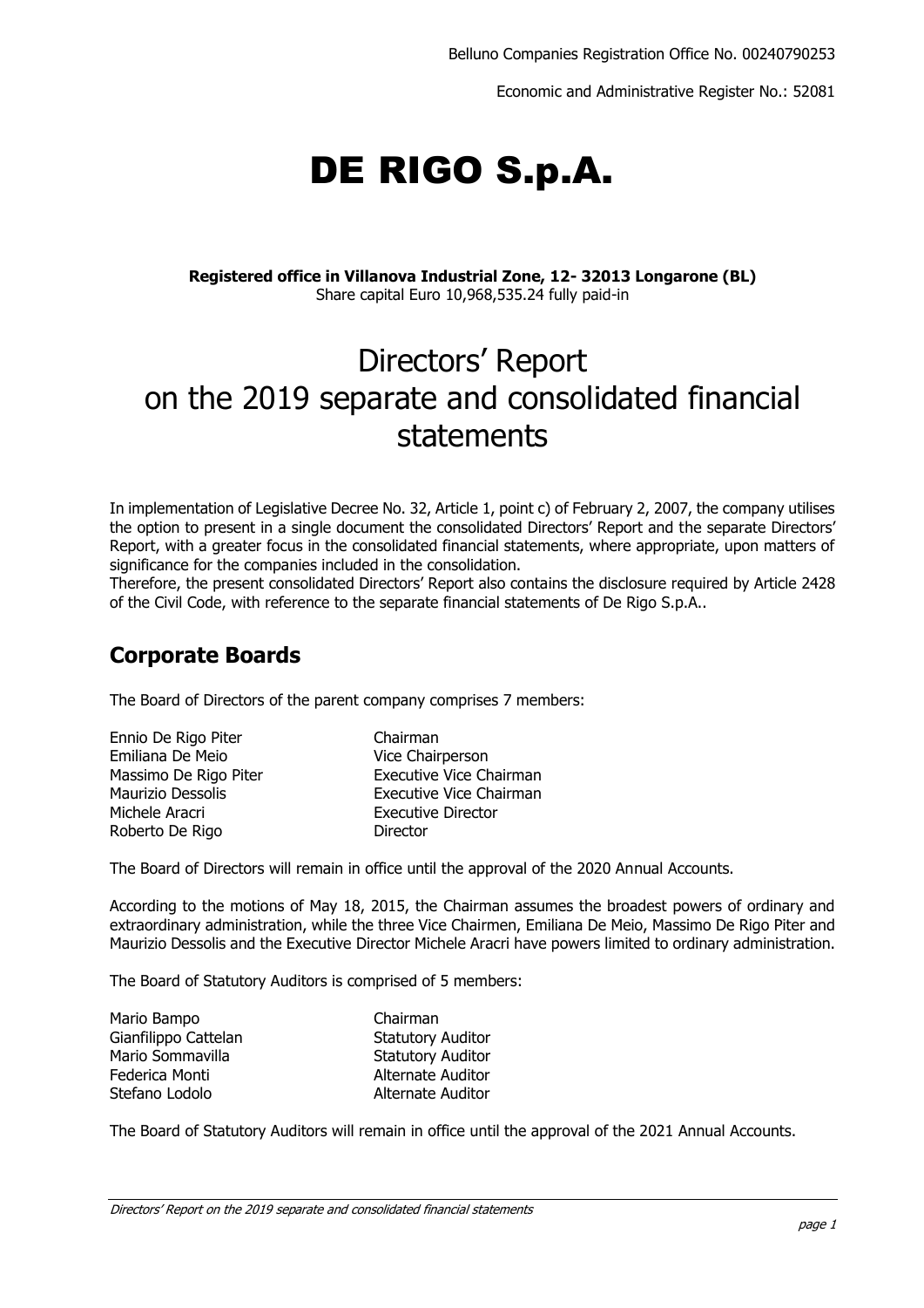Belluno Companies Registration Office No. 00240790253

Economic and Administrative Register No.: 52081

# DE RIGO S.p.A.

**Registered office in Villanova Industrial Zone, 12- 32013 Longarone (BL)**
Share capital Euro 10,968,535.24 fully paid-in

# Directors' Report on the 2019 separate and consolidated financial statements

In implementation of Legislative Decree No. 32, Article 1, point c) of February 2, 2007, the company utilises the option to present in a single document the consolidated Directors' Report and the separate Directors' Report, with a greater focus in the consolidated financial statements, where appropriate, upon matters of significance for the companies included in the consolidation.
Therefore, the present consolidated Directors' Report also contains the disclosure required by Article 2428 of the Civil Code, with reference to the separate financial statements of De Rigo S.p.A..

## Corporate Boards

The Board of Directors of the parent company comprises 7 members:

| | |
|---|---|
| Ennio De Rigo Piter | Chairman |
| Emiliana De Meio | Vice Chairperson |
| Massimo De Rigo Piter | Executive Vice Chairman |
| Maurizio Dessolis | Executive Vice Chairman |
| Michele Aracri | Executive Director |
| Roberto De Rigo | Director |

The Board of Directors will remain in office until the approval of the 2020 Annual Accounts.

According to the motions of May 18, 2015, the Chairman assumes the broadest powers of ordinary and extraordinary administration, while the three Vice Chairmen, Emiliana De Meio, Massimo De Rigo Piter and Maurizio Dessolis and the Executive Director Michele Aracri have powers limited to ordinary administration.

The Board of Statutory Auditors is comprised of 5 members:

| | |
|---|---|
| Mario Bampo | Chairman |
| Gianfilippo Cattelan | Statutory Auditor |
| Mario Sommavilla | Statutory Auditor |
| Federica Monti | Alternate Auditor |
| Stefano Lodolo | Alternate Auditor |

The Board of Statutory Auditors will remain in office until the approval of the 2021 Annual Accounts.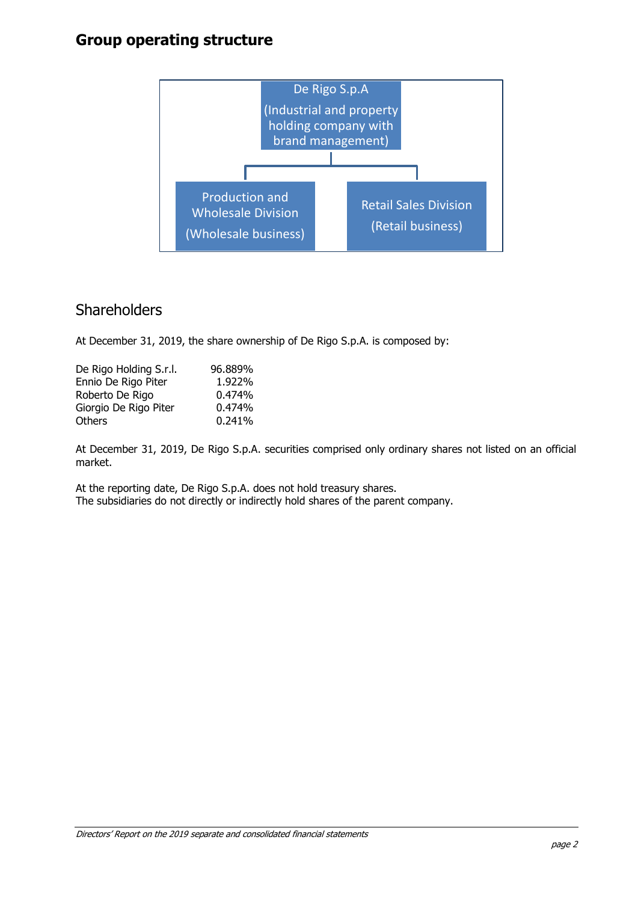## Group operating structure

De Rigo S.p.A
(Industrial and property holding company with brand management)

- Production and Wholesale Division (Wholesale business)
- Retail Sales Division (Retail business)

## Shareholders

At December 31, 2019, the share ownership of De Rigo S.p.A. is composed by:

| | |
|---|---|
| De Rigo Holding S.r.l. | 96.889% |
| Ennio De Rigo Piter | 1.922% |
| Roberto De Rigo | 0.474% |
| Giorgio De Rigo Piter | 0.474% |
| Others | 0.241% |

At December 31, 2019, De Rigo S.p.A. securities comprised only ordinary shares not listed on an official market.

At the reporting date, De Rigo S.p.A. does not hold treasury shares.
The subsidiaries do not directly or indirectly hold shares of the parent company.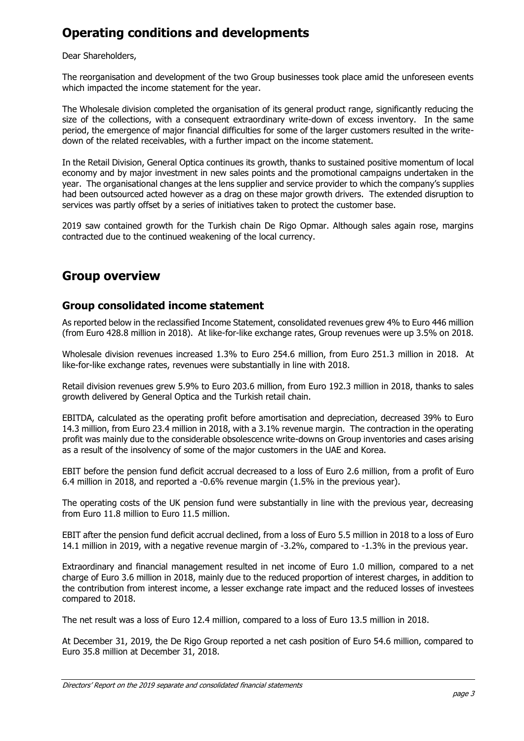# Operating conditions and developments

Dear Shareholders,

The reorganisation and development of the two Group businesses took place amid the unforeseen events which impacted the income statement for the year.

The Wholesale division completed the organisation of its general product range, significantly reducing the size of the collections, with a consequent extraordinary write-down of excess inventory. In the same period, the emergence of major financial difficulties for some of the larger customers resulted in the write-down of the related receivables, with a further impact on the income statement.

In the Retail Division, General Optica continues its growth, thanks to sustained positive momentum of local economy and by major investment in new sales points and the promotional campaigns undertaken in the year. The organisational changes at the lens supplier and service provider to which the company's supplies had been outsourced acted however as a drag on these major growth drivers. The extended disruption to services was partly offset by a series of initiatives taken to protect the customer base.

2019 saw contained growth for the Turkish chain De Rigo Opmar. Although sales again rose, margins contracted due to the continued weakening of the local currency.

# Group overview

## Group consolidated income statement

As reported below in the reclassified Income Statement, consolidated revenues grew 4% to Euro 446 million (from Euro 428.8 million in 2018). At like-for-like exchange rates, Group revenues were up 3.5% on 2018.

Wholesale division revenues increased 1.3% to Euro 254.6 million, from Euro 251.3 million in 2018. At like-for-like exchange rates, revenues were substantially in line with 2018.

Retail division revenues grew 5.9% to Euro 203.6 million, from Euro 192.3 million in 2018, thanks to sales growth delivered by General Optica and the Turkish retail chain.

EBITDA, calculated as the operating profit before amortisation and depreciation, decreased 39% to Euro 14.3 million, from Euro 23.4 million in 2018, with a 3.1% revenue margin. The contraction in the operating profit was mainly due to the considerable obsolescence write-downs on Group inventories and cases arising as a result of the insolvency of some of the major customers in the UAE and Korea.

EBIT before the pension fund deficit accrual decreased to a loss of Euro 2.6 million, from a profit of Euro 6.4 million in 2018, and reported a -0.6% revenue margin (1.5% in the previous year).

The operating costs of the UK pension fund were substantially in line with the previous year, decreasing from Euro 11.8 million to Euro 11.5 million.

EBIT after the pension fund deficit accrual declined, from a loss of Euro 5.5 million in 2018 to a loss of Euro 14.1 million in 2019, with a negative revenue margin of -3.2%, compared to -1.3% in the previous year.

Extraordinary and financial management resulted in net income of Euro 1.0 million, compared to a net charge of Euro 3.6 million in 2018, mainly due to the reduced proportion of interest charges, in addition to the contribution from interest income, a lesser exchange rate impact and the reduced losses of investees compared to 2018.

The net result was a loss of Euro 12.4 million, compared to a loss of Euro 13.5 million in 2018.

At December 31, 2019, the De Rigo Group reported a net cash position of Euro 54.6 million, compared to Euro 35.8 million at December 31, 2018.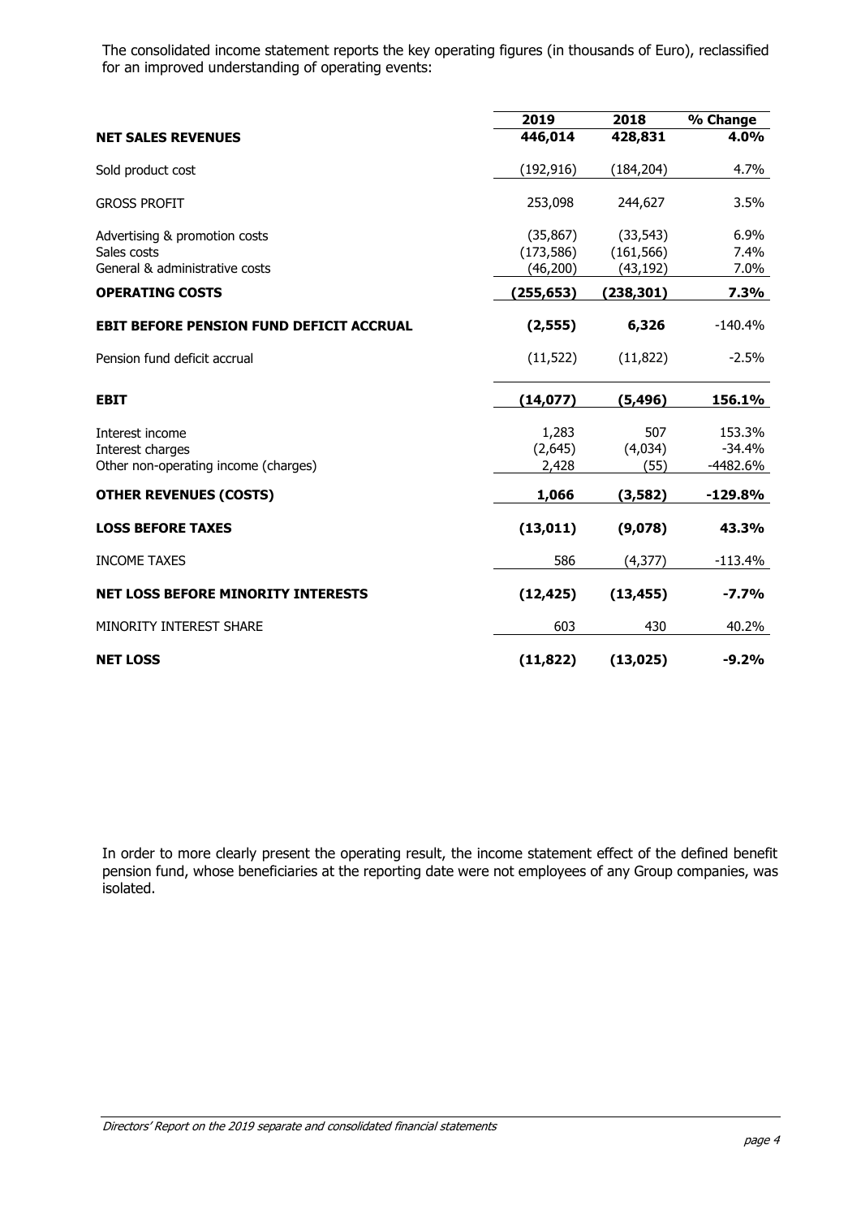The consolidated income statement reports the key operating figures (in thousands of Euro), reclassified for an improved understanding of operating events:

| | 2019 | 2018 | % Change |
|---|---|---|---|
| **NET SALES REVENUES** | **446,014** | **428,831** | **4.0%** |
| Sold product cost | (192,916) | (184,204) | 4.7% |
| GROSS PROFIT | 253,098 | 244,627 | 3.5% |
| Advertising & promotion costs | (35,867) | (33,543) | 6.9% |
| Sales costs | (173,586) | (161,566) | 7.4% |
| General & administrative costs | (46,200) | (43,192) | 7.0% |
| **OPERATING COSTS** | **(255,653)** | **(238,301)** | **7.3%** |
| **EBIT BEFORE PENSION FUND DEFICIT ACCRUAL** | **(2,555)** | **6,326** | -140.4% |
| Pension fund deficit accrual | (11,522) | (11,822) | -2.5% |
| **EBIT** | **(14,077)** | **(5,496)** | **156.1%** |
| Interest income | 1,283 | 507 | 153.3% |
| Interest charges | (2,645) | (4,034) | -34.4% |
| Other non-operating income (charges) | 2,428 | (55) | -4482.6% |
| **OTHER REVENUES (COSTS)** | **1,066** | **(3,582)** | **-129.8%** |
| **LOSS BEFORE TAXES** | **(13,011)** | **(9,078)** | **43.3%** |
| INCOME TAXES | 586 | (4,377) | -113.4% |
| **NET LOSS BEFORE MINORITY INTERESTS** | **(12,425)** | **(13,455)** | **-7.7%** |
| MINORITY INTEREST SHARE | 603 | 430 | 40.2% |
| **NET LOSS** | **(11,822)** | **(13,025)** | **-9.2%** |

In order to more clearly present the operating result, the income statement effect of the defined benefit pension fund, whose beneficiaries at the reporting date were not employees of any Group companies, was isolated.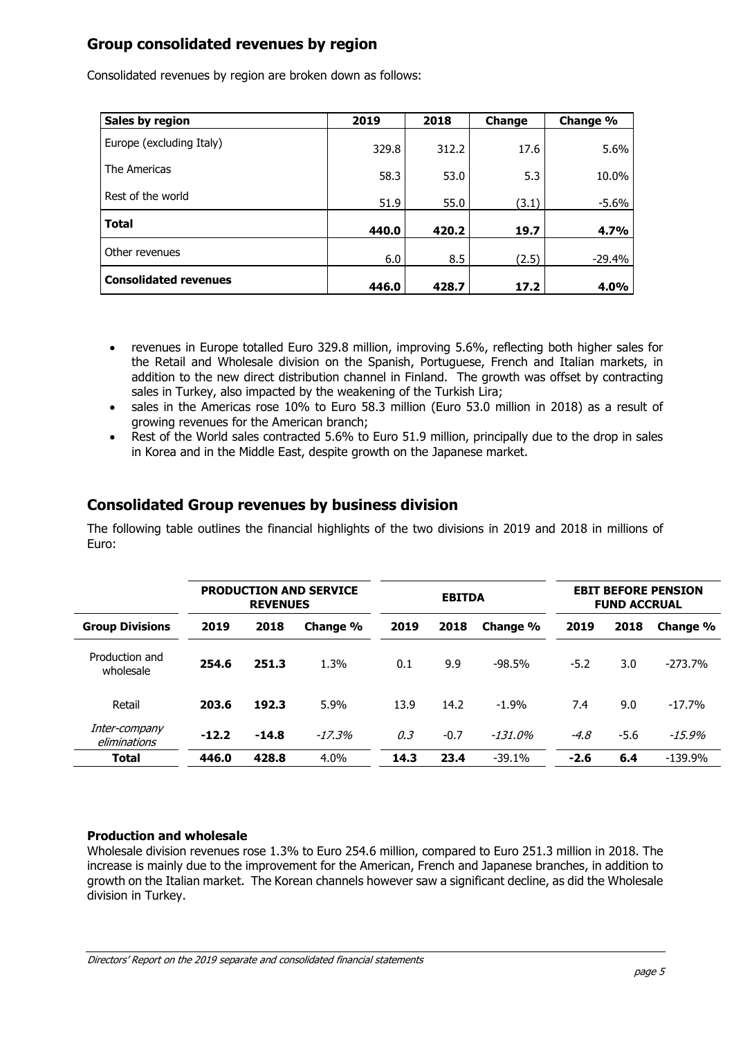## Group consolidated revenues by region

Consolidated revenues by region are broken down as follows:

| Sales by region | 2019 | 2018 | Change | Change % |
|---|---|---|---|---|
| Europe (excluding Italy) | 329.8 | 312.2 | 17.6 | 5.6% |
| The Americas | 58.3 | 53.0 | 5.3 | 10.0% |
| Rest of the world | 51.9 | 55.0 | (3.1) | -5.6% |
| **Total** | **440.0** | **420.2** | **19.7** | **4.7%** |
| Other revenues | 6.0 | 8.5 | (2.5) | -29.4% |
| **Consolidated revenues** | **446.0** | **428.7** | **17.2** | **4.0%** |

- revenues in Europe totalled Euro 329.8 million, improving 5.6%, reflecting both higher sales for the Retail and Wholesale division on the Spanish, Portuguese, French and Italian markets, in addition to the new direct distribution channel in Finland. The growth was offset by contracting sales in Turkey, also impacted by the weakening of the Turkish Lira;
- sales in the Americas rose 10% to Euro 58.3 million (Euro 53.0 million in 2018) as a result of growing revenues for the American branch;
- Rest of the World sales contracted 5.6% to Euro 51.9 million, principally due to the drop in sales in Korea and in the Middle East, despite growth on the Japanese market.

## Consolidated Group revenues by business division

The following table outlines the financial highlights of the two divisions in 2019 and 2018 in millions of Euro:

| | PRODUCTION AND SERVICE REVENUES | | | EBITDA | | | EBIT BEFORE PENSION FUND ACCRUAL | | |
|---|---|---|---|---|---|---|---|---|---|
| **Group Divisions** | **2019** | **2018** | **Change %** | **2019** | **2018** | **Change %** | **2019** | **2018** | **Change %** |
| Production and wholesale | **254.6** | **251.3** | 1.3% | 0.1 | 9.9 | -98.5% | -5.2 | 3.0 | -273.7% |
| Retail | **203.6** | **192.3** | 5.9% | 13.9 | 14.2 | -1.9% | 7.4 | 9.0 | -17.7% |
| *Inter-company eliminations* | **-12.2** | **-14.8** | *-17.3%* | *0.3* | -0.7 | *-131.0%* | *-4.8* | -5.6 | *-15.9%* |
| **Total** | **446.0** | **428.8** | 4.0% | **14.3** | **23.4** | -39.1% | **-2.6** | **6.4** | -139.9% |

**Production and wholesale**

Wholesale division revenues rose 1.3% to Euro 254.6 million, compared to Euro 251.3 million in 2018. The increase is mainly due to the improvement for the American, French and Japanese branches, in addition to growth on the Italian market. The Korean channels however saw a significant decline, as did the Wholesale division in Turkey.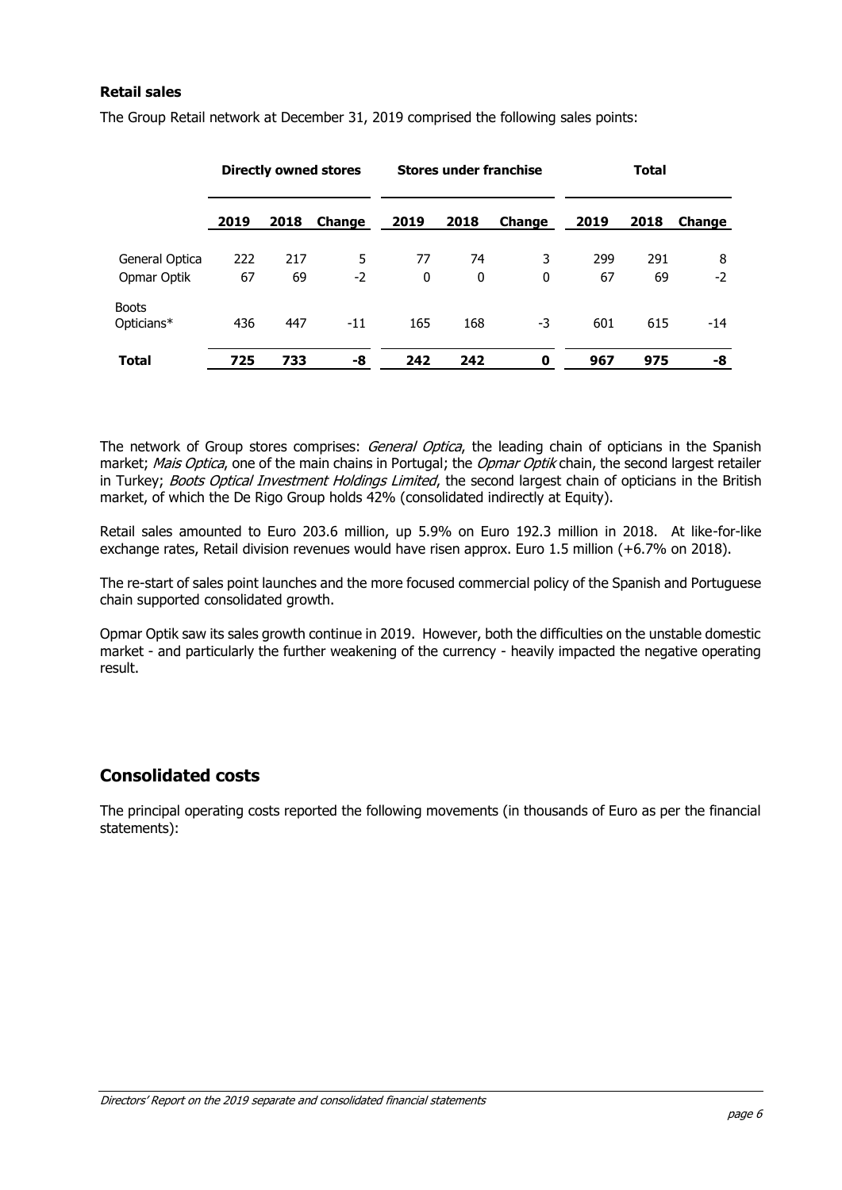### Retail sales

The Group Retail network at December 31, 2019 comprised the following sales points:

| | Directly owned stores | | | Stores under franchise | | | Total | | |
|---|---|---|---|---|---|---|---|---|---|
| | 2019 | 2018 | Change | 2019 | 2018 | Change | 2019 | 2018 | Change |
| General Optica | 222 | 217 | 5 | 77 | 74 | 3 | 299 | 291 | 8 |
| Opmar Optik | 67 | 69 | -2 | 0 | 0 | 0 | 67 | 69 | -2 |
| Boots Opticians* | 436 | 447 | -11 | 165 | 168 | -3 | 601 | 615 | -14 |
| **Total** | **725** | **733** | **-8** | **242** | **242** | **0** | **967** | **975** | **-8** |

The network of Group stores comprises: *General Optica*, the leading chain of opticians in the Spanish market; *Mais Optica*, one of the main chains in Portugal; the *Opmar Optik* chain, the second largest retailer in Turkey; *Boots Optical Investment Holdings Limited*, the second largest chain of opticians in the British market, of which the De Rigo Group holds 42% (consolidated indirectly at Equity).

Retail sales amounted to Euro 203.6 million, up 5.9% on Euro 192.3 million in 2018. At like-for-like exchange rates, Retail division revenues would have risen approx. Euro 1.5 million (+6.7% on 2018).

The re-start of sales point launches and the more focused commercial policy of the Spanish and Portuguese chain supported consolidated growth.

Opmar Optik saw its sales growth continue in 2019. However, both the difficulties on the unstable domestic market - and particularly the further weakening of the currency - heavily impacted the negative operating result.

## Consolidated costs

The principal operating costs reported the following movements (in thousands of Euro as per the financial statements):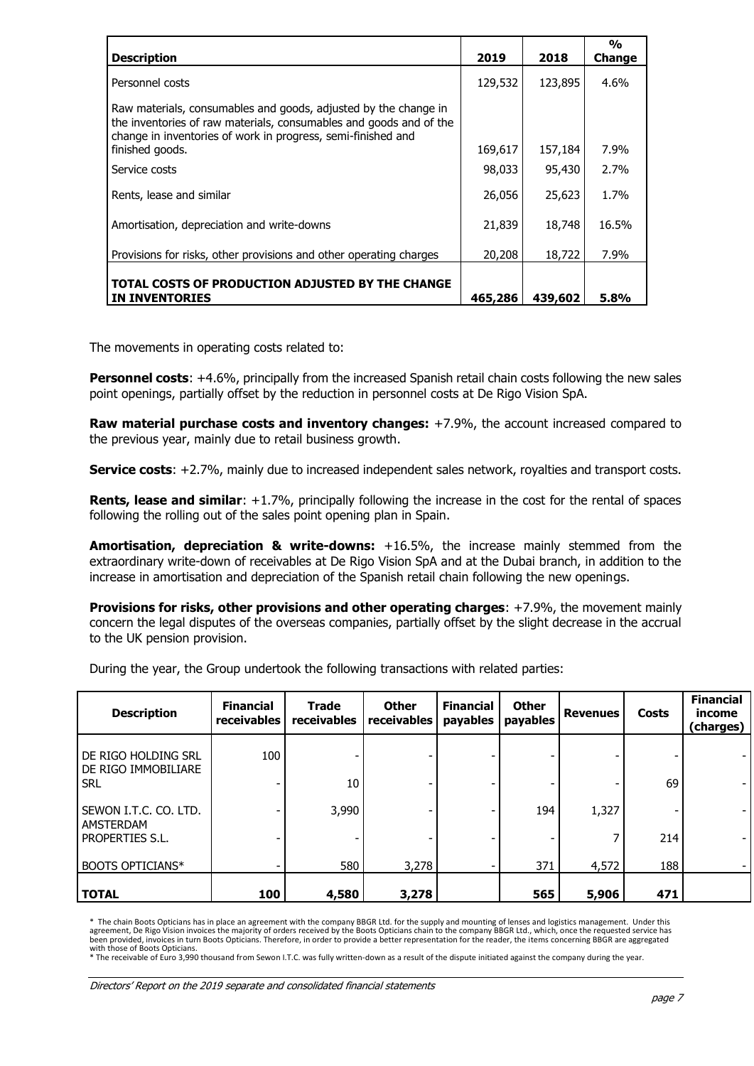| Description | 2019 | 2018 | % Change |
|---|---|---|---|
| Personnel costs | 129,532 | 123,895 | 4.6% |
| Raw materials, consumables and goods, adjusted by the change in the inventories of raw materials, consumables and goods and of the change in inventories of work in progress, semi-finished and finished goods. | 169,617 | 157,184 | 7.9% |
| Service costs | 98,033 | 95,430 | 2.7% |
| Rents, lease and similar | 26,056 | 25,623 | 1.7% |
| Amortisation, depreciation and write-downs | 21,839 | 18,748 | 16.5% |
| Provisions for risks, other provisions and other operating charges | 20,208 | 18,722 | 7.9% |
| **TOTAL COSTS OF PRODUCTION ADJUSTED BY THE CHANGE IN INVENTORIES** | **465,286** | **439,602** | **5.8%** |

The movements in operating costs related to:

**Personnel costs**: +4.6%, principally from the increased Spanish retail chain costs following the new sales point openings, partially offset by the reduction in personnel costs at De Rigo Vision SpA.

**Raw material purchase costs and inventory changes:** +7.9%, the account increased compared to the previous year, mainly due to retail business growth.

**Service costs**: +2.7%, mainly due to increased independent sales network, royalties and transport costs.

**Rents, lease and similar**: +1.7%, principally following the increase in the cost for the rental of spaces following the rolling out of the sales point opening plan in Spain.

**Amortisation, depreciation & write-downs:** +16.5%, the increase mainly stemmed from the extraordinary write-down of receivables at De Rigo Vision SpA and at the Dubai branch, in addition to the increase in amortisation and depreciation of the Spanish retail chain following the new openings.

**Provisions for risks, other provisions and other operating charges**: +7.9%, the movement mainly concern the legal disputes of the overseas companies, partially offset by the slight decrease in the accrual to the UK pension provision.

During the year, the Group undertook the following transactions with related parties:

| Description | Financial receivables | Trade receivables | Other receivables | Financial payables | Other payables | Revenues | Costs | Financial income (charges) |
|---|---|---|---|---|---|---|---|---|
| DE RIGO HOLDING SRL | 100 | - | - | - | - | - | - | - |
| DE RIGO IMMOBILIARE SRL | - | 10 | - | - | - | - | 69 | - |
| SEWON I.T.C. CO. LTD. | - | 3,990 | - | - | 194 | 1,327 | - | - |
| AMSTERDAM PROPERTIES S.L. | - | - | - | - | - | 7 | 214 | - |
| BOOTS OPTICIANS* | - | 580 | 3,278 | - | 371 | 4,572 | 188 | - |
| **TOTAL** | **100** | **4,580** | **3,278** | | **565** | **5,906** | **471** | |

\* The chain Boots Opticians has in place an agreement with the company BBGR Ltd. for the supply and mounting of lenses and logistics management. Under this agreement, De Rigo Vision invoices the majority of orders received by the Boots Opticians chain to the company BBGR Ltd., which, once the requested service has been provided, invoices in turn Boots Opticians. Therefore, in order to provide a better representation for the reader, the items concerning BBGR are aggregated with those of Boots Opticians.

\* The receivable of Euro 3,990 thousand from Sewon I.T.C. was fully written-down as a result of the dispute initiated against the company during the year.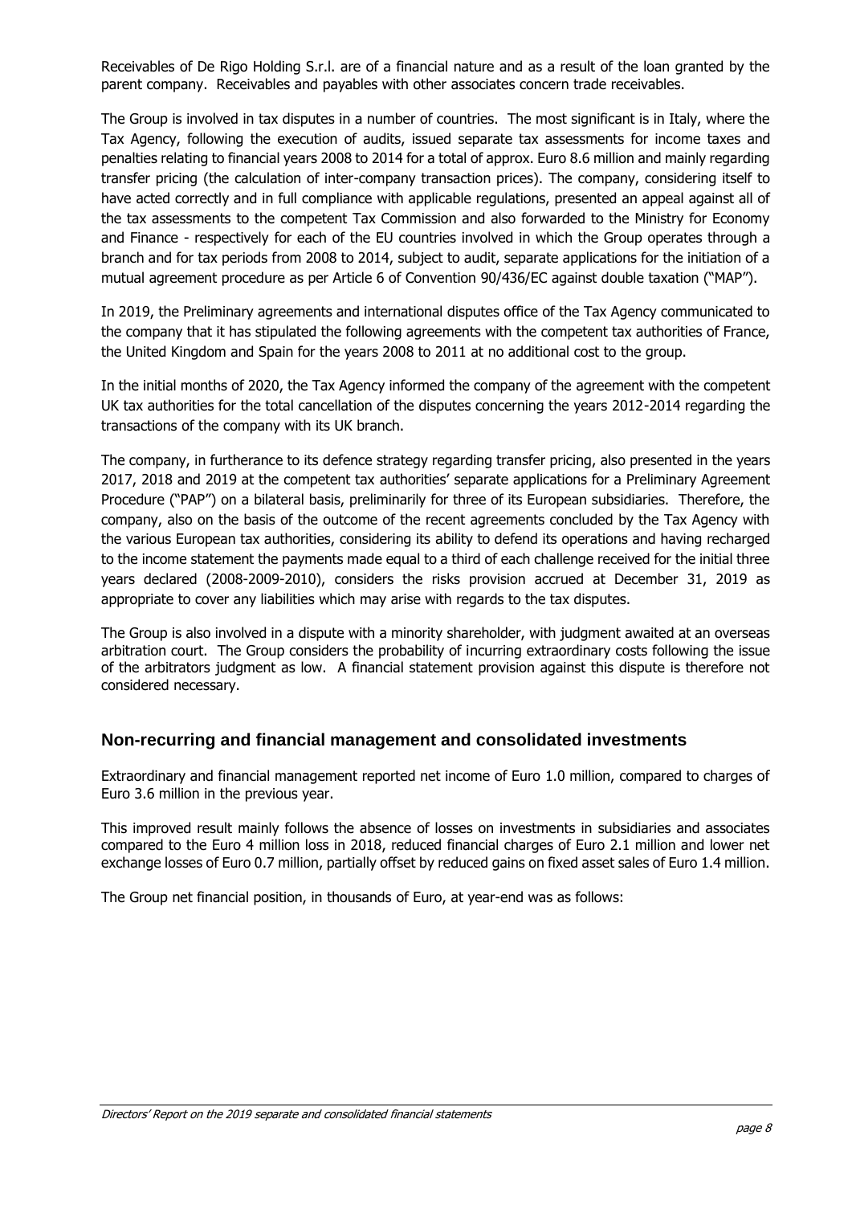Receivables of De Rigo Holding S.r.l. are of a financial nature and as a result of the loan granted by the parent company. Receivables and payables with other associates concern trade receivables.

The Group is involved in tax disputes in a number of countries. The most significant is in Italy, where the Tax Agency, following the execution of audits, issued separate tax assessments for income taxes and penalties relating to financial years 2008 to 2014 for a total of approx. Euro 8.6 million and mainly regarding transfer pricing (the calculation of inter-company transaction prices). The company, considering itself to have acted correctly and in full compliance with applicable regulations, presented an appeal against all of the tax assessments to the competent Tax Commission and also forwarded to the Ministry for Economy and Finance - respectively for each of the EU countries involved in which the Group operates through a branch and for tax periods from 2008 to 2014, subject to audit, separate applications for the initiation of a mutual agreement procedure as per Article 6 of Convention 90/436/EC against double taxation ("MAP").

In 2019, the Preliminary agreements and international disputes office of the Tax Agency communicated to the company that it has stipulated the following agreements with the competent tax authorities of France, the United Kingdom and Spain for the years 2008 to 2011 at no additional cost to the group.

In the initial months of 2020, the Tax Agency informed the company of the agreement with the competent UK tax authorities for the total cancellation of the disputes concerning the years 2012-2014 regarding the transactions of the company with its UK branch.

The company, in furtherance to its defence strategy regarding transfer pricing, also presented in the years 2017, 2018 and 2019 at the competent tax authorities' separate applications for a Preliminary Agreement Procedure ("PAP") on a bilateral basis, preliminarily for three of its European subsidiaries. Therefore, the company, also on the basis of the outcome of the recent agreements concluded by the Tax Agency with the various European tax authorities, considering its ability to defend its operations and having recharged to the income statement the payments made equal to a third of each challenge received for the initial three years declared (2008-2009-2010), considers the risks provision accrued at December 31, 2019 as appropriate to cover any liabilities which may arise with regards to the tax disputes.

The Group is also involved in a dispute with a minority shareholder, with judgment awaited at an overseas arbitration court. The Group considers the probability of incurring extraordinary costs following the issue of the arbitrators judgment as low. A financial statement provision against this dispute is therefore not considered necessary.

## Non-recurring and financial management and consolidated investments

Extraordinary and financial management reported net income of Euro 1.0 million, compared to charges of Euro 3.6 million in the previous year.

This improved result mainly follows the absence of losses on investments in subsidiaries and associates compared to the Euro 4 million loss in 2018, reduced financial charges of Euro 2.1 million and lower net exchange losses of Euro 0.7 million, partially offset by reduced gains on fixed asset sales of Euro 1.4 million.

The Group net financial position, in thousands of Euro, at year-end was as follows: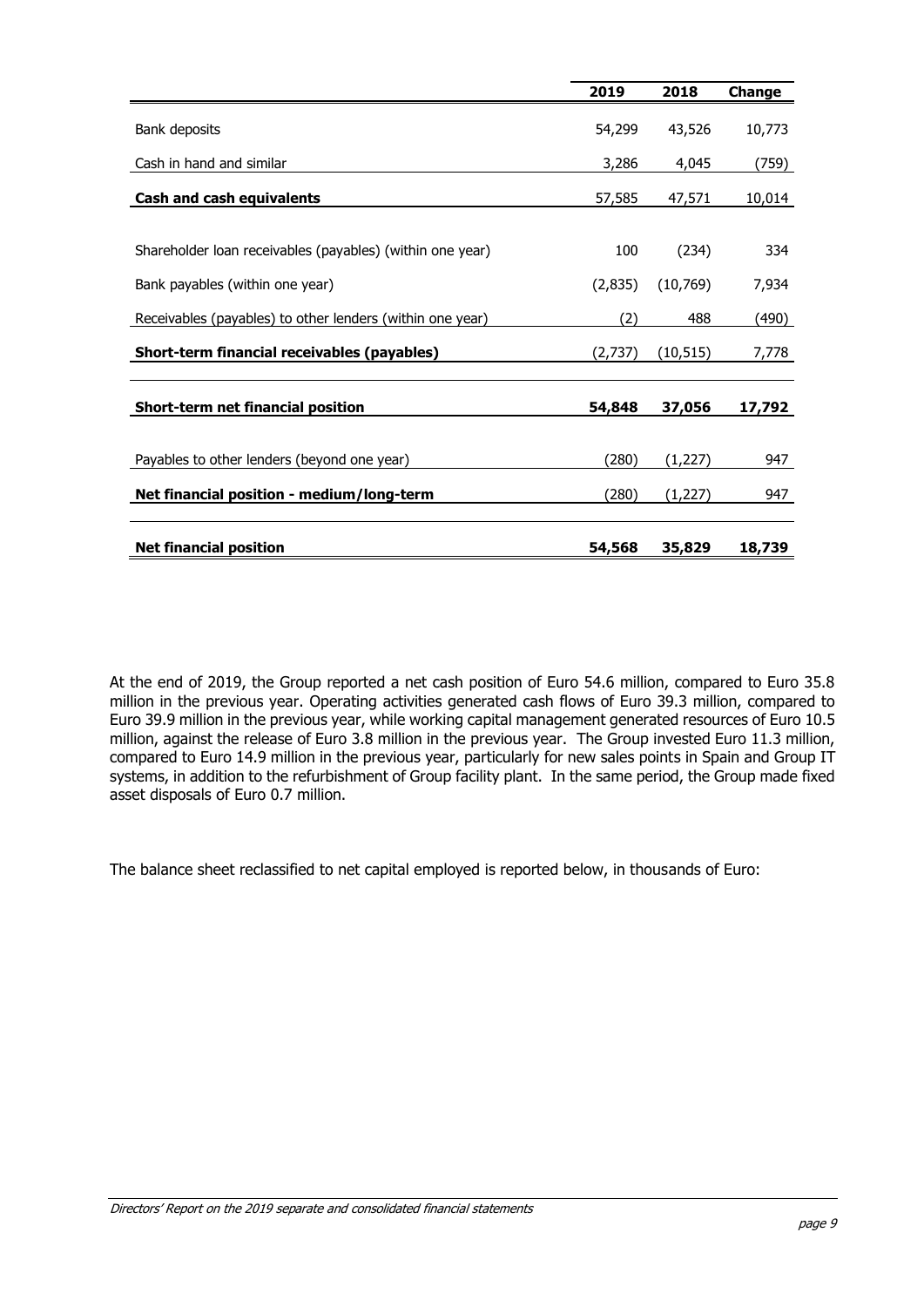| | 2019 | 2018 | Change |
|---|---|---|---|
| Bank deposits | 54,299 | 43,526 | 10,773 |
| Cash in hand and similar | 3,286 | 4,045 | (759) |
| **Cash and cash equivalents** | 57,585 | 47,571 | 10,014 |
| | | | |
| Shareholder loan receivables (payables) (within one year) | 100 | (234) | 334 |
| Bank payables (within one year) | (2,835) | (10,769) | 7,934 |
| Receivables (payables) to other lenders (within one year) | (2) | 488 | (490) |
| **Short-term financial receivables (payables)** | (2,737) | (10,515) | 7,778 |
| | | | |
| **Short-term net financial position** | **54,848** | **37,056** | **17,792** |
| | | | |
| Payables to other lenders (beyond one year) | (280) | (1,227) | 947 |
| **Net financial position - medium/long-term** | (280) | (1,227) | 947 |
| | | | |
| **Net financial position** | **54,568** | **35,829** | **18,739** |

At the end of 2019, the Group reported a net cash position of Euro 54.6 million, compared to Euro 35.8 million in the previous year. Operating activities generated cash flows of Euro 39.3 million, compared to Euro 39.9 million in the previous year, while working capital management generated resources of Euro 10.5 million, against the release of Euro 3.8 million in the previous year. The Group invested Euro 11.3 million, compared to Euro 14.9 million in the previous year, particularly for new sales points in Spain and Group IT systems, in addition to the refurbishment of Group facility plant. In the same period, the Group made fixed asset disposals of Euro 0.7 million.

The balance sheet reclassified to net capital employed is reported below, in thousands of Euro: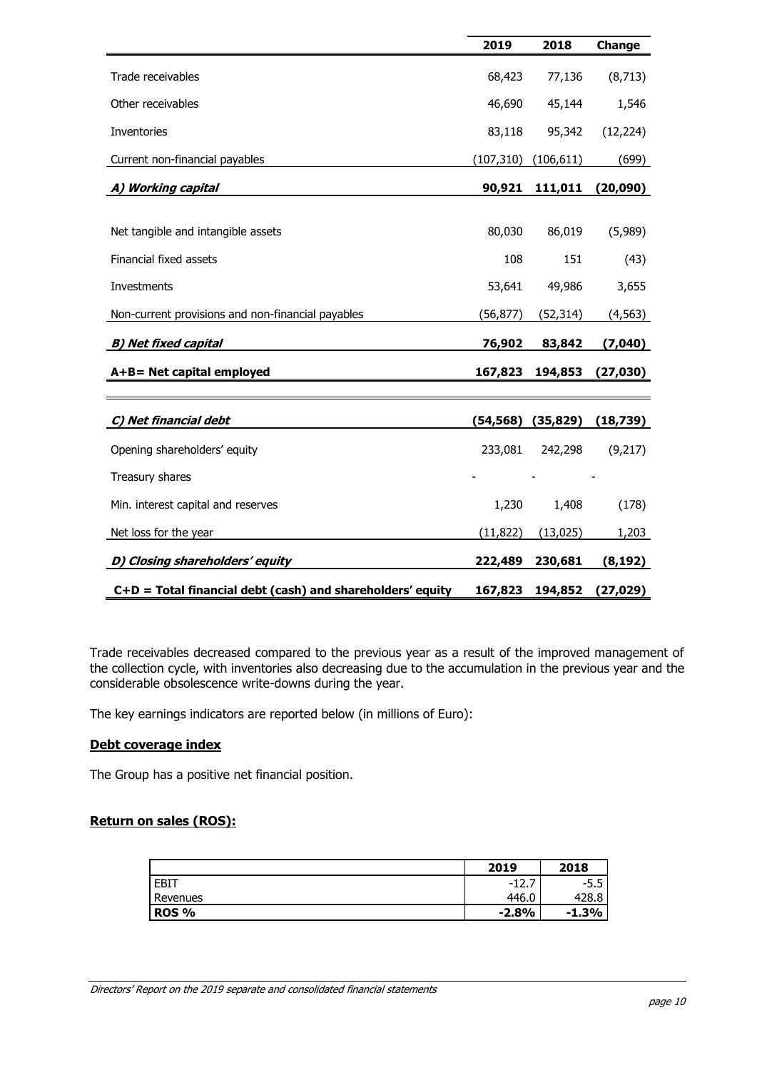| | 2019 | 2018 | Change |
|---|---|---|---|
| Trade receivables | 68,423 | 77,136 | (8,713) |
| Other receivables | 46,690 | 45,144 | 1,546 |
| Inventories | 83,118 | 95,342 | (12,224) |
| Current non-financial payables | (107,310) | (106,611) | (699) |
| ***A) Working capital*** | **90,921** | **111,011** | **(20,090)** |
| Net tangible and intangible assets | 80,030 | 86,019 | (5,989) |
| Financial fixed assets | 108 | 151 | (43) |
| Investments | 53,641 | 49,986 | 3,655 |
| Non-current provisions and non-financial payables | (56,877) | (52,314) | (4,563) |
| ***B) Net fixed capital*** | **76,902** | **83,842** | **(7,040)** |
| **A+B= Net capital employed** | **167,823** | **194,853** | **(27,030)** |
| ***C) Net financial debt*** | **(54,568)** | **(35,829)** | **(18,739)** |
| Opening shareholders' equity | 233,081 | 242,298 | (9,217) |
| Treasury shares | - | - | - |
| Min. interest capital and reserves | 1,230 | 1,408 | (178) |
| Net loss for the year | (11,822) | (13,025) | 1,203 |
| ***D) Closing shareholders' equity*** | **222,489** | **230,681** | **(8,192)** |
| **C+D = Total financial debt (cash) and shareholders' equity** | **167,823** | **194,852** | **(27,029)** |

Trade receivables decreased compared to the previous year as a result of the improved management of the collection cycle, with inventories also decreasing due to the accumulation in the previous year and the considerable obsolescence write-downs during the year.

The key earnings indicators are reported below (in millions of Euro):

**Debt coverage index**

The Group has a positive net financial position.

**Return on sales (ROS):**

| | 2019 | 2018 |
|---|---|---|
| EBIT | -12.7 | -5.5 |
| Revenues | 446.0 | 428.8 |
| **ROS %** | **-2.8%** | **-1.3%** |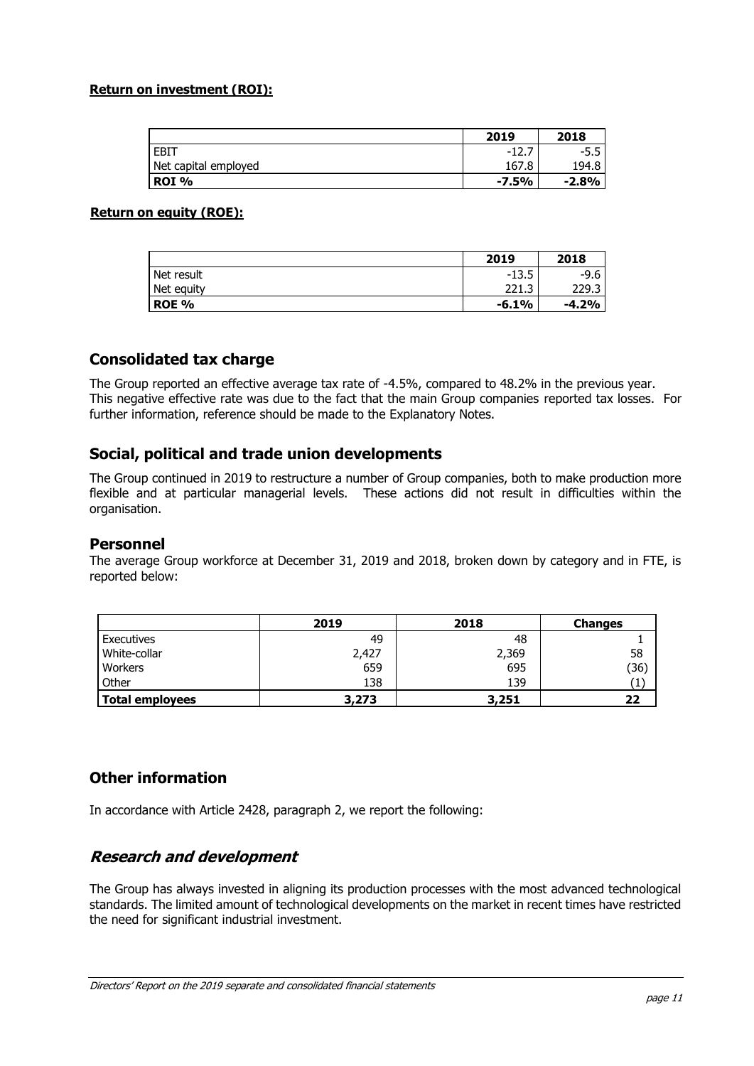**Return on investment (ROI):**

| | 2019 | 2018 |
|---|---|---|
| EBIT | -12.7 | -5.5 |
| Net capital employed | 167.8 | 194.8 |
| **ROI %** | **-7.5%** | **-2.8%** |

**Return on equity (ROE):**

| | 2019 | 2018 |
|---|---|---|
| Net result | -13.5 | -9.6 |
| Net equity | 221.3 | 229.3 |
| **ROE %** | **-6.1%** | **-4.2%** |

## Consolidated tax charge

The Group reported an effective average tax rate of -4.5%, compared to 48.2% in the previous year. This negative effective rate was due to the fact that the main Group companies reported tax losses. For further information, reference should be made to the Explanatory Notes.

## Social, political and trade union developments

The Group continued in 2019 to restructure a number of Group companies, both to make production more flexible and at particular managerial levels. These actions did not result in difficulties within the organisation.

## Personnel

The average Group workforce at December 31, 2019 and 2018, broken down by category and in FTE, is reported below:

| | 2019 | 2018 | Changes |
|---|---|---|---|
| Executives | 49 | 48 | 1 |
| White-collar | 2,427 | 2,369 | 58 |
| Workers | 659 | 695 | (36) |
| Other | 138 | 139 | (1) |
| **Total employees** | **3,273** | **3,251** | **22** |

## Other information

In accordance with Article 2428, paragraph 2, we report the following:

## *Research and development*

The Group has always invested in aligning its production processes with the most advanced technological standards. The limited amount of technological developments on the market in recent times have restricted the need for significant industrial investment.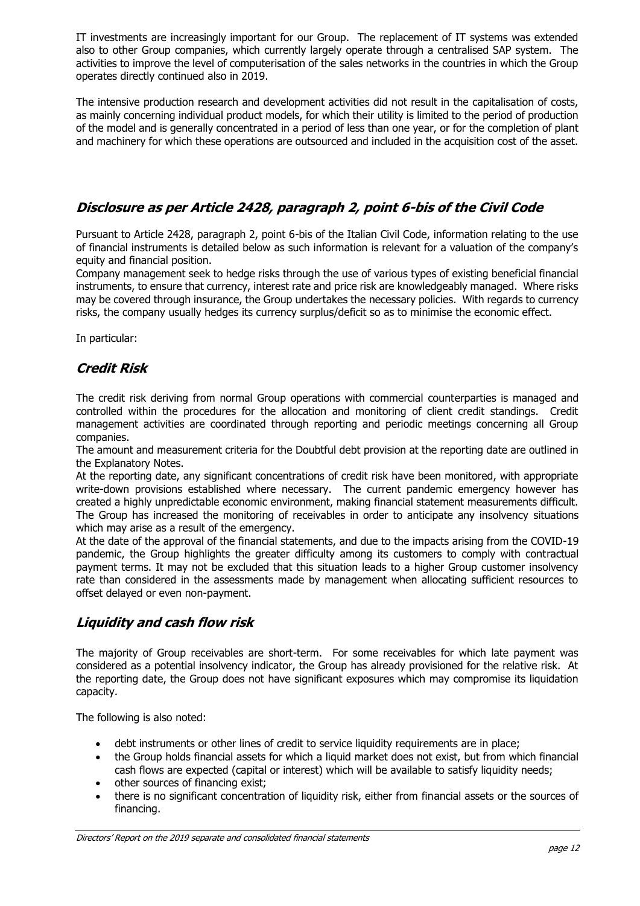IT investments are increasingly important for our Group. The replacement of IT systems was extended also to other Group companies, which currently largely operate through a centralised SAP system. The activities to improve the level of computerisation of the sales networks in the countries in which the Group operates directly continued also in 2019.

The intensive production research and development activities did not result in the capitalisation of costs, as mainly concerning individual product models, for which their utility is limited to the period of production of the model and is generally concentrated in a period of less than one year, or for the completion of plant and machinery for which these operations are outsourced and included in the acquisition cost of the asset.

## *Disclosure as per Article 2428, paragraph 2, point 6-bis of the Civil Code*

Pursuant to Article 2428, paragraph 2, point 6-bis of the Italian Civil Code, information relating to the use of financial instruments is detailed below as such information is relevant for a valuation of the company's equity and financial position.

Company management seek to hedge risks through the use of various types of existing beneficial financial instruments, to ensure that currency, interest rate and price risk are knowledgeably managed. Where risks may be covered through insurance, the Group undertakes the necessary policies. With regards to currency risks, the company usually hedges its currency surplus/deficit so as to minimise the economic effect.

In particular:

## *Credit Risk*

The credit risk deriving from normal Group operations with commercial counterparties is managed and controlled within the procedures for the allocation and monitoring of client credit standings. Credit management activities are coordinated through reporting and periodic meetings concerning all Group companies.

The amount and measurement criteria for the Doubtful debt provision at the reporting date are outlined in the Explanatory Notes.

At the reporting date, any significant concentrations of credit risk have been monitored, with appropriate write-down provisions established where necessary. The current pandemic emergency however has created a highly unpredictable economic environment, making financial statement measurements difficult. The Group has increased the monitoring of receivables in order to anticipate any insolvency situations which may arise as a result of the emergency.

At the date of the approval of the financial statements, and due to the impacts arising from the COVID-19 pandemic, the Group highlights the greater difficulty among its customers to comply with contractual payment terms. It may not be excluded that this situation leads to a higher Group customer insolvency rate than considered in the assessments made by management when allocating sufficient resources to offset delayed or even non-payment.

## *Liquidity and cash flow risk*

The majority of Group receivables are short-term. For some receivables for which late payment was considered as a potential insolvency indicator, the Group has already provisioned for the relative risk. At the reporting date, the Group does not have significant exposures which may compromise its liquidation capacity.

The following is also noted:

- debt instruments or other lines of credit to service liquidity requirements are in place;
- the Group holds financial assets for which a liquid market does not exist, but from which financial cash flows are expected (capital or interest) which will be available to satisfy liquidity needs;
- other sources of financing exist;
- there is no significant concentration of liquidity risk, either from financial assets or the sources of financing.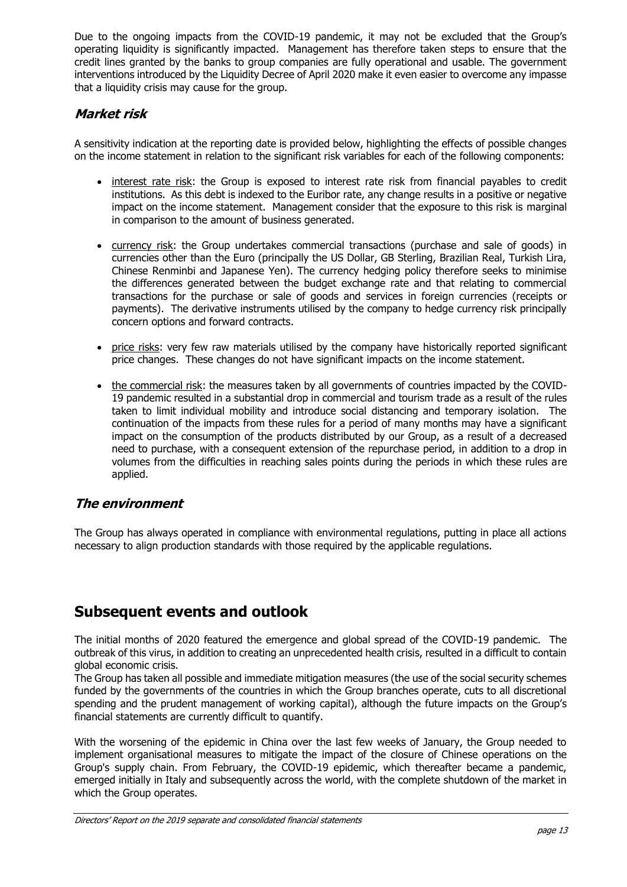Due to the ongoing impacts from the COVID-19 pandemic, it may not be excluded that the Group's operating liquidity is significantly impacted. Management has therefore taken steps to ensure that the credit lines granted by the banks to group companies are fully operational and usable. The government interventions introduced by the Liquidity Decree of April 2020 make it even easier to overcome any impasse that a liquidity crisis may cause for the group.

### *Market risk*

A sensitivity indication at the reporting date is provided below, highlighting the effects of possible changes on the income statement in relation to the significant risk variables for each of the following components:

- interest rate risk: the Group is exposed to interest rate risk from financial payables to credit institutions. As this debt is indexed to the Euribor rate, any change results in a positive or negative impact on the income statement. Management consider that the exposure to this risk is marginal in comparison to the amount of business generated.
- currency risk: the Group undertakes commercial transactions (purchase and sale of goods) in currencies other than the Euro (principally the US Dollar, GB Sterling, Brazilian Real, Turkish Lira, Chinese Renminbi and Japanese Yen). The currency hedging policy therefore seeks to minimise the differences generated between the budget exchange rate and that relating to commercial transactions for the purchase or sale of goods and services in foreign currencies (receipts or payments). The derivative instruments utilised by the company to hedge currency risk principally concern options and forward contracts.
- price risks: very few raw materials utilised by the company have historically reported significant price changes. These changes do not have significant impacts on the income statement.
- the commercial risk: the measures taken by all governments of countries impacted by the COVID-19 pandemic resulted in a substantial drop in commercial and tourism trade as a result of the rules taken to limit individual mobility and introduce social distancing and temporary isolation. The continuation of the impacts from these rules for a period of many months may have a significant impact on the consumption of the products distributed by our Group, as a result of a decreased need to purchase, with a consequent extension of the repurchase period, in addition to a drop in volumes from the difficulties in reaching sales points during the periods in which these rules are applied.

### *The environment*

The Group has always operated in compliance with environmental regulations, putting in place all actions necessary to align production standards with those required by the applicable regulations.

## Subsequent events and outlook

The initial months of 2020 featured the emergence and global spread of the COVID-19 pandemic. The outbreak of this virus, in addition to creating an unprecedented health crisis, resulted in a difficult to contain global economic crisis.
The Group has taken all possible and immediate mitigation measures (the use of the social security schemes funded by the governments of the countries in which the Group branches operate, cuts to all discretional spending and the prudent management of working capital), although the future impacts on the Group's financial statements are currently difficult to quantify.

With the worsening of the epidemic in China over the last few weeks of January, the Group needed to implement organisational measures to mitigate the impact of the closure of Chinese operations on the Group's supply chain. From February, the COVID-19 epidemic, which thereafter became a pandemic, emerged initially in Italy and subsequently across the world, with the complete shutdown of the market in which the Group operates.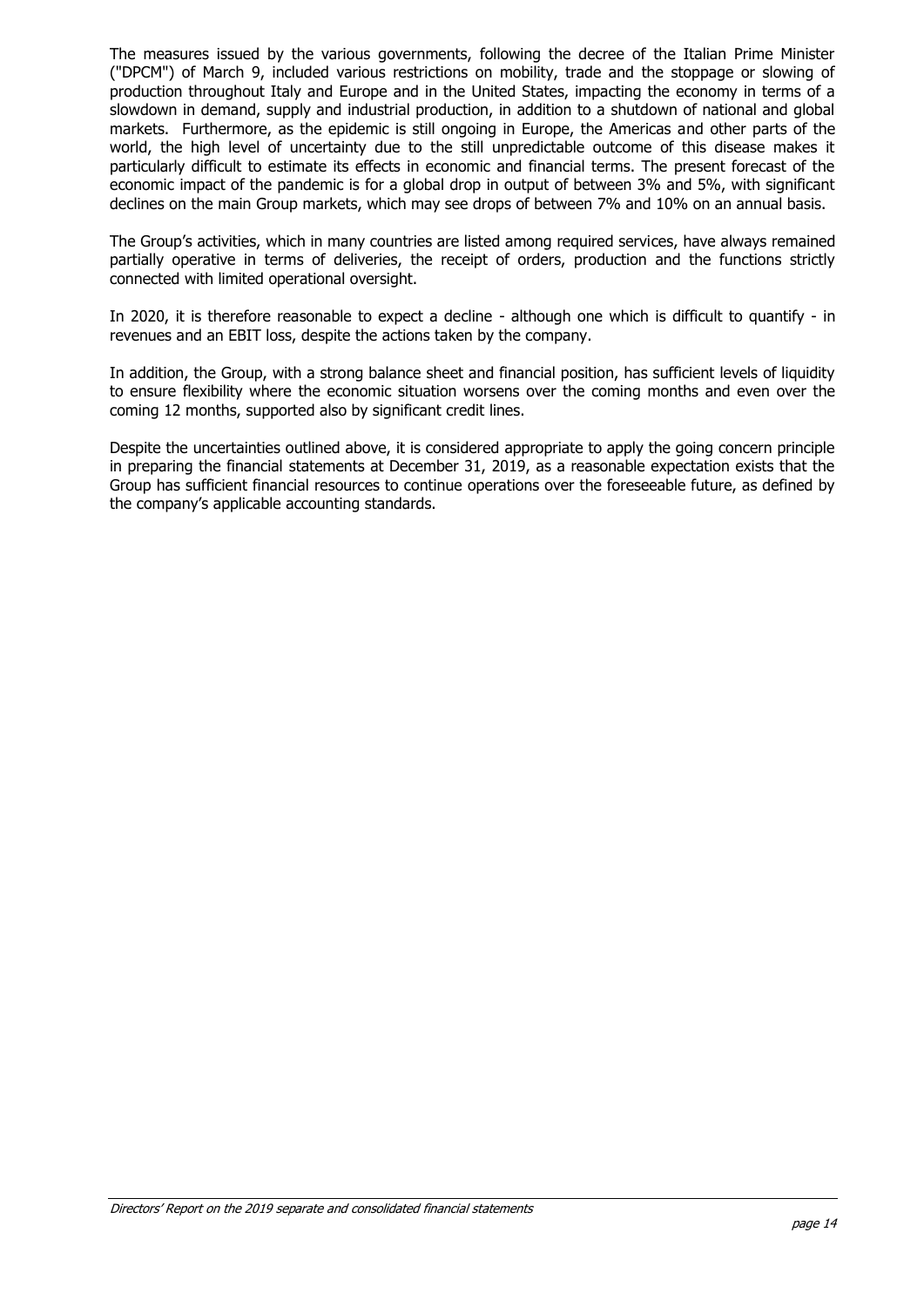The measures issued by the various governments, following the decree of the Italian Prime Minister ("DPCM") of March 9, included various restrictions on mobility, trade and the stoppage or slowing of production throughout Italy and Europe and in the United States, impacting the economy in terms of a slowdown in demand, supply and industrial production, in addition to a shutdown of national and global markets. Furthermore, as the epidemic is still ongoing in Europe, the Americas and other parts of the world, the high level of uncertainty due to the still unpredictable outcome of this disease makes it particularly difficult to estimate its effects in economic and financial terms. The present forecast of the economic impact of the pandemic is for a global drop in output of between 3% and 5%, with significant declines on the main Group markets, which may see drops of between 7% and 10% on an annual basis.

The Group's activities, which in many countries are listed among required services, have always remained partially operative in terms of deliveries, the receipt of orders, production and the functions strictly connected with limited operational oversight.

In 2020, it is therefore reasonable to expect a decline - although one which is difficult to quantify - in revenues and an EBIT loss, despite the actions taken by the company.

In addition, the Group, with a strong balance sheet and financial position, has sufficient levels of liquidity to ensure flexibility where the economic situation worsens over the coming months and even over the coming 12 months, supported also by significant credit lines.

Despite the uncertainties outlined above, it is considered appropriate to apply the going concern principle in preparing the financial statements at December 31, 2019, as a reasonable expectation exists that the Group has sufficient financial resources to continue operations over the foreseeable future, as defined by the company's applicable accounting standards.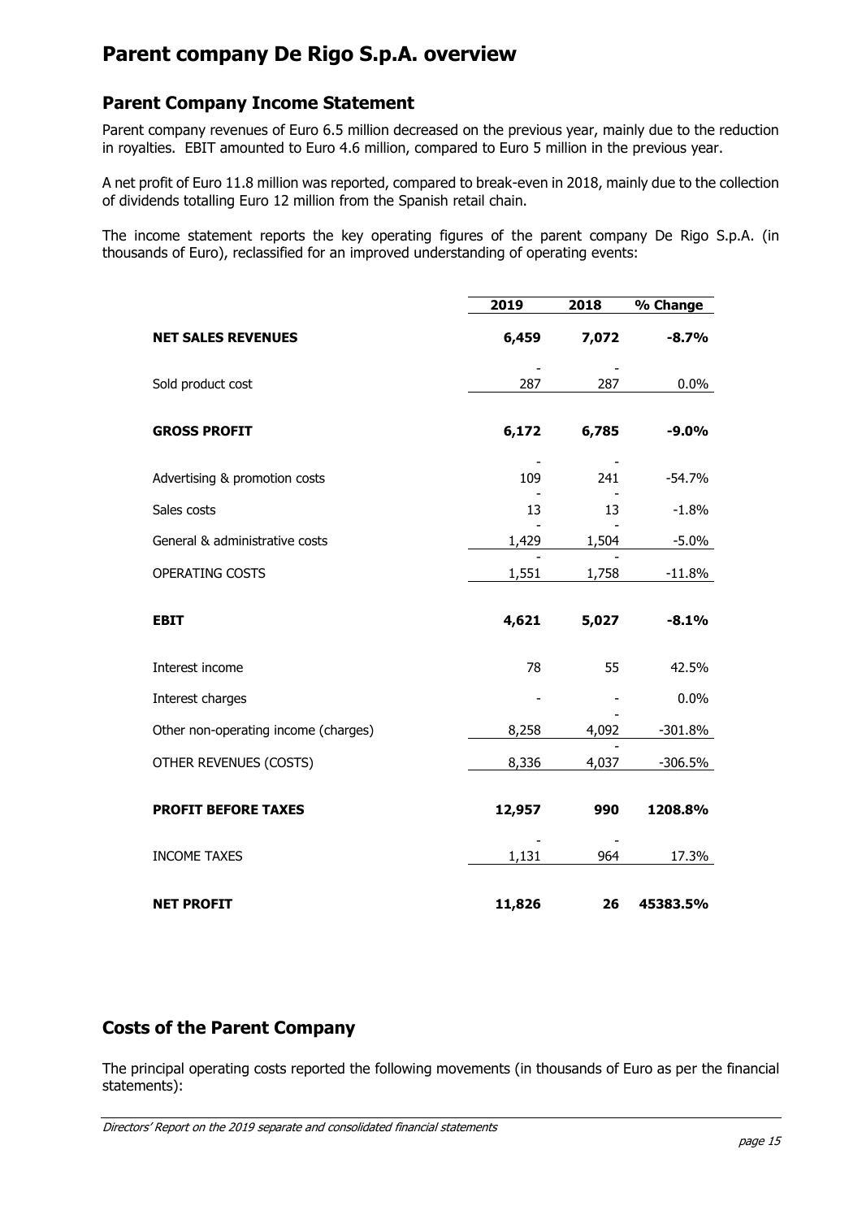# Parent company De Rigo S.p.A. overview

## Parent Company Income Statement

Parent company revenues of Euro 6.5 million decreased on the previous year, mainly due to the reduction in royalties. EBIT amounted to Euro 4.6 million, compared to Euro 5 million in the previous year.

A net profit of Euro 11.8 million was reported, compared to break-even in 2018, mainly due to the collection of dividends totalling Euro 12 million from the Spanish retail chain.

The income statement reports the key operating figures of the parent company De Rigo S.p.A. (in thousands of Euro), reclassified for an improved understanding of operating events:

| | 2019 | 2018 | % Change |
|---|---|---|---|
| **NET SALES REVENUES** | **6,459** | **7,072** | **-8.7%** |
| Sold product cost | -287 | -287 | 0.0% |
| **GROSS PROFIT** | **6,172** | **6,785** | **-9.0%** |
| Advertising & promotion costs | -109 | -241 | -54.7% |
| Sales costs | -13 | -13 | -1.8% |
| General & administrative costs | -1,429 | -1,504 | -5.0% |
| OPERATING COSTS | -1,551 | -1,758 | -11.8% |
| **EBIT** | **4,621** | **5,027** | **-8.1%** |
| Interest income | 78 | 55 | 42.5% |
| Interest charges | - | - | 0.0% |
| Other non-operating income (charges) | 8,258 | -4,092 | -301.8% |
| OTHER REVENUES (COSTS) | 8,336 | -4,037 | -306.5% |
| **PROFIT BEFORE TAXES** | **12,957** | **990** | **1208.8%** |
| INCOME TAXES | -1,131 | -964 | 17.3% |
| **NET PROFIT** | **11,826** | **26** | **45383.5%** |

## Costs of the Parent Company

The principal operating costs reported the following movements (in thousands of Euro as per the financial statements):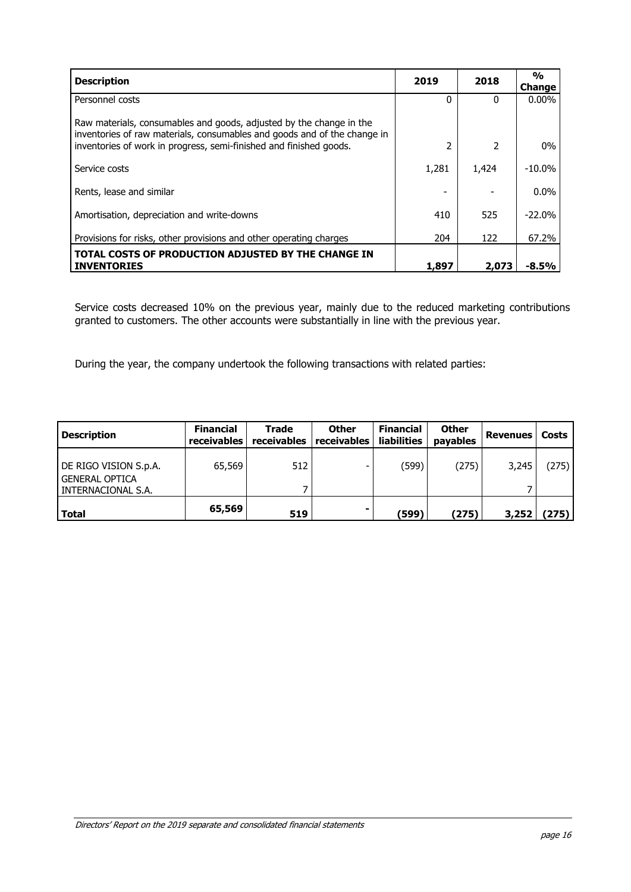| Description | 2019 | 2018 | % Change |
|---|---|---|---|
| Personnel costs | 0 | 0 | 0.00% |
| Raw materials, consumables and goods, adjusted by the change in the inventories of raw materials, consumables and goods and of the change in inventories of work in progress, semi-finished and finished goods. | 2 | 2 | 0% |
| Service costs | 1,281 | 1,424 | -10.0% |
| Rents, lease and similar | - | - | 0.0% |
| Amortisation, depreciation and write-downs | 410 | 525 | -22.0% |
| Provisions for risks, other provisions and other operating charges | 204 | 122 | 67.2% |
| **TOTAL COSTS OF PRODUCTION ADJUSTED BY THE CHANGE IN INVENTORIES** | **1,897** | **2,073** | **-8.5%** |

Service costs decreased 10% on the previous year, mainly due to the reduced marketing contributions granted to customers. The other accounts were substantially in line with the previous year.

During the year, the company undertook the following transactions with related parties:

| Description | Financial receivables | Trade receivables | Other receivables | Financial liabilities | Other payables | Revenues | Costs |
|---|---|---|---|---|---|---|---|
| DE RIGO VISION S.p.A. | 65,569 | 512 | - | (599) | (275) | 3,245 | (275) |
| GENERAL OPTICA INTERNACIONAL S.A. | | 7 | | | | 7 | |
| **Total** | **65,569** | **519** | **-** | **(599)** | **(275)** | **3,252** | **(275)** |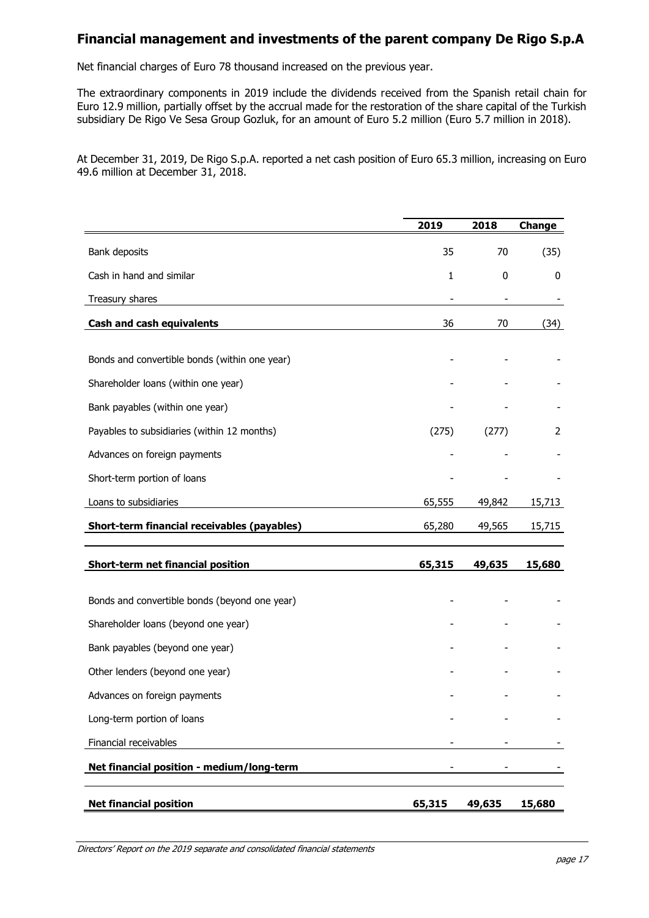# Financial management and investments of the parent company De Rigo S.p.A

Net financial charges of Euro 78 thousand increased on the previous year.

The extraordinary components in 2019 include the dividends received from the Spanish retail chain for Euro 12.9 million, partially offset by the accrual made for the restoration of the share capital of the Turkish subsidiary De Rigo Ve Sesa Group Gozluk, for an amount of Euro 5.2 million (Euro 5.7 million in 2018).

At December 31, 2019, De Rigo S.p.A. reported a net cash position of Euro 65.3 million, increasing on Euro 49.6 million at December 31, 2018.

| | 2019 | 2018 | Change |
|---|---|---|---|
| Bank deposits | 35 | 70 | (35) |
| Cash in hand and similar | 1 | 0 | 0 |
| Treasury shares | - | - | - |
| **Cash and cash equivalents** | 36 | 70 | (34) |
| Bonds and convertible bonds (within one year) | - | - | - |
| Shareholder loans (within one year) | - | - | - |
| Bank payables (within one year) | - | - | - |
| Payables to subsidiaries (within 12 months) | (275) | (277) | 2 |
| Advances on foreign payments | - | - | - |
| Short-term portion of loans | - | - | - |
| Loans to subsidiaries | 65,555 | 49,842 | 15,713 |
| **Short-term financial receivables (payables)** | 65,280 | 49,565 | 15,715 |
| **Short-term net financial position** | **65,315** | **49,635** | **15,680** |
| Bonds and convertible bonds (beyond one year) | - | - | - |
| Shareholder loans (beyond one year) | - | - | - |
| Bank payables (beyond one year) | - | - | - |
| Other lenders (beyond one year) | - | - | - |
| Advances on foreign payments | - | - | - |
| Long-term portion of loans | - | - | - |
| Financial receivables | - | - | - |
| **Net financial position - medium/long-term** | - | - | - |
| **Net financial position** | **65,315** | **49,635** | **15,680** |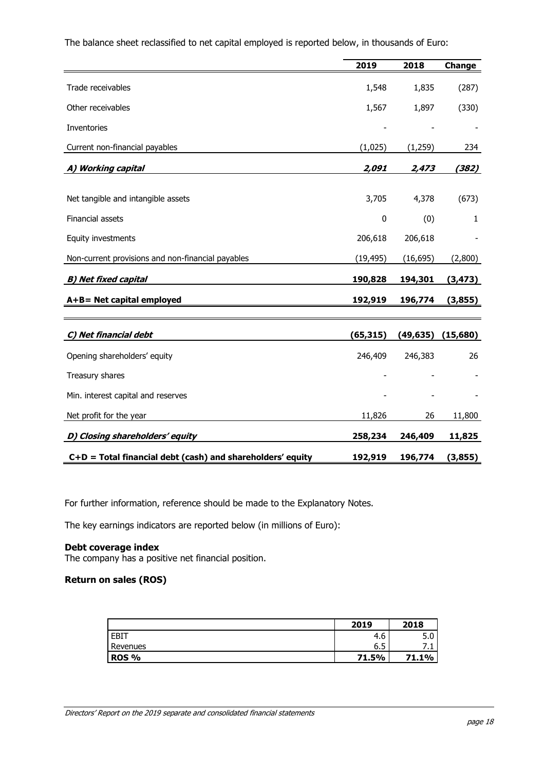The balance sheet reclassified to net capital employed is reported below, in thousands of Euro:

| | 2019 | 2018 | Change |
|---|---|---|---|
| Trade receivables | 1,548 | 1,835 | (287) |
| Other receivables | 1,567 | 1,897 | (330) |
| Inventories | - | - | - |
| Current non-financial payables | (1,025) | (1,259) | 234 |
| ***A) Working capital*** | ***2,091*** | ***2,473*** | ***(382)*** |
| Net tangible and intangible assets | 3,705 | 4,378 | (673) |
| Financial assets | 0 | (0) | 1 |
| Equity investments | 206,618 | 206,618 | - |
| Non-current provisions and non-financial payables | (19,495) | (16,695) | (2,800) |
| ***B) Net fixed capital*** | **190,828** | **194,301** | **(3,473)** |
| **A+B= Net capital employed** | **192,919** | **196,774** | **(3,855)** |
| ***C) Net financial debt*** | **(65,315)** | **(49,635)** | **(15,680)** |
| Opening shareholders' equity | 246,409 | 246,383 | 26 |
| Treasury shares | - | - | - |
| Min. interest capital and reserves | - | - | - |
| Net profit for the year | 11,826 | 26 | 11,800 |
| ***D) Closing shareholders' equity*** | **258,234** | **246,409** | **11,825** |
| **C+D = Total financial debt (cash) and shareholders' equity** | **192,919** | **196,774** | **(3,855)** |

For further information, reference should be made to the Explanatory Notes.

The key earnings indicators are reported below (in millions of Euro):

**Debt coverage index**
The company has a positive net financial position.

**Return on sales (ROS)**

| | 2019 | 2018 |
|---|---|---|
| EBIT | 4.6 | 5.0 |
| Revenues | 6.5 | 7.1 |
| **ROS %** | **71.5%** | **71.1%** |

*Directors' Report on the 2019 separate and consolidated financial statements*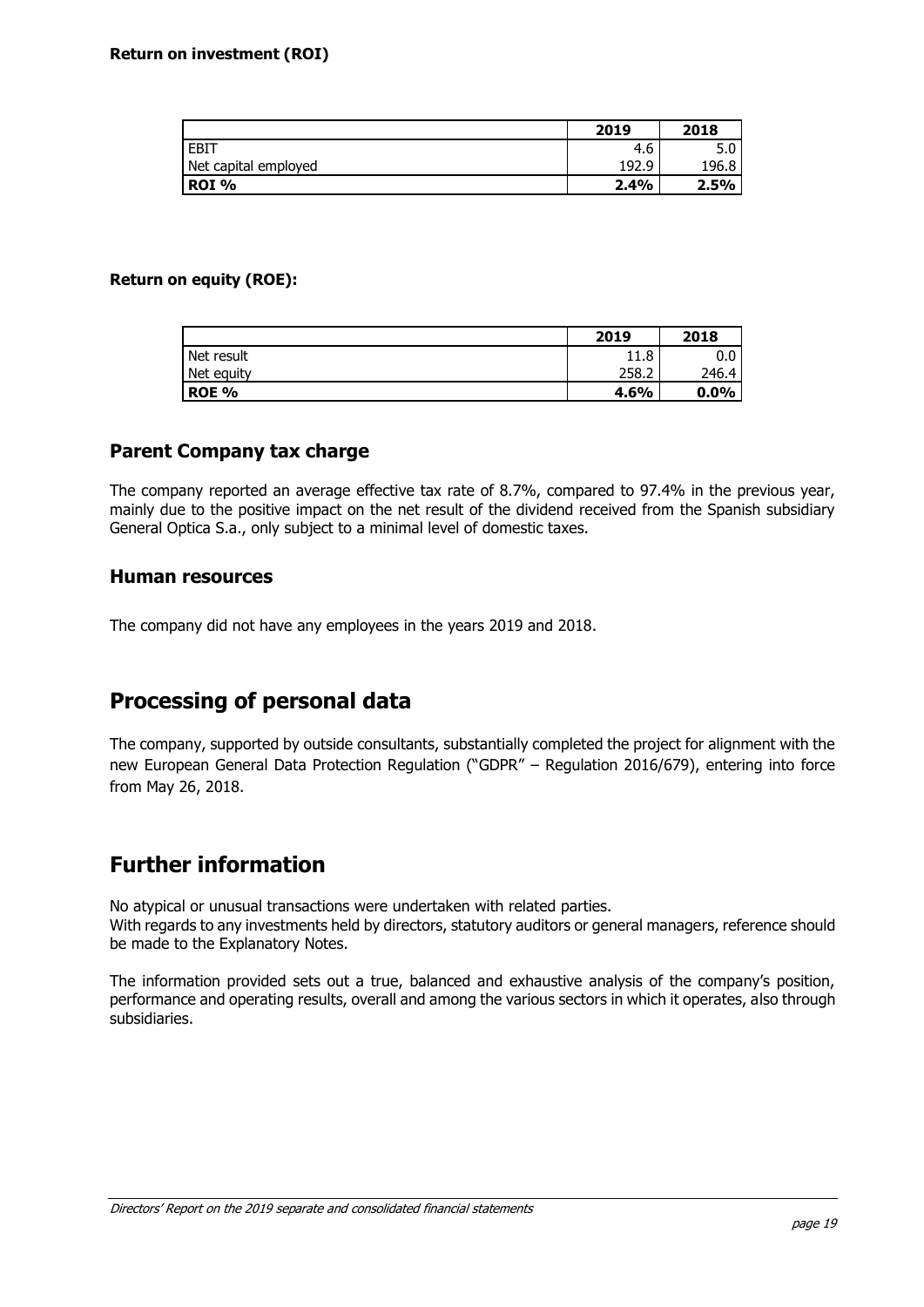**Return on investment (ROI)**

| | 2019 | 2018 |
|---|---|---|
| EBIT | 4.6 | 5.0 |
| Net capital employed | 192.9 | 196.8 |
| **ROI %** | **2.4%** | **2.5%** |

**Return on equity (ROE):**

| | 2019 | 2018 |
|---|---|---|
| Net result | 11.8 | 0.0 |
| Net equity | 258.2 | 246.4 |
| **ROE %** | **4.6%** | **0.0%** |

## Parent Company tax charge

The company reported an average effective tax rate of 8.7%, compared to 97.4% in the previous year, mainly due to the positive impact on the net result of the dividend received from the Spanish subsidiary General Optica S.a., only subject to a minimal level of domestic taxes.

## Human resources

The company did not have any employees in the years 2019 and 2018.

# Processing of personal data

The company, supported by outside consultants, substantially completed the project for alignment with the new European General Data Protection Regulation ("GDPR" – Regulation 2016/679), entering into force from May 26, 2018.

# Further information

No atypical or unusual transactions were undertaken with related parties.
With regards to any investments held by directors, statutory auditors or general managers, reference should be made to the Explanatory Notes.

The information provided sets out a true, balanced and exhaustive analysis of the company's position, performance and operating results, overall and among the various sectors in which it operates, also through subsidiaries.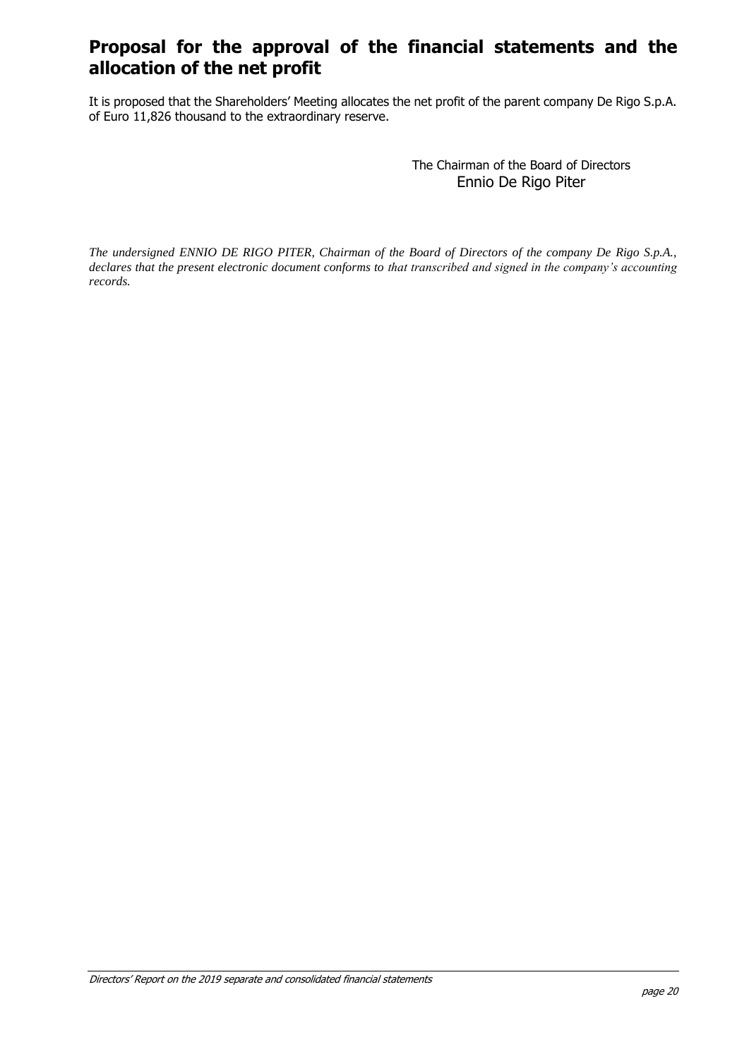## Proposal for the approval of the financial statements and the allocation of the net profit

It is proposed that the Shareholders' Meeting allocates the net profit of the parent company De Rigo S.p.A. of Euro 11,826 thousand to the extraordinary reserve.

The Chairman of the Board of Directors
Ennio De Rigo Piter

*The undersigned ENNIO DE RIGO PITER, Chairman of the Board of Directors of the company De Rigo S.p.A., declares that the present electronic document conforms to that transcribed and signed in the company's accounting records.*